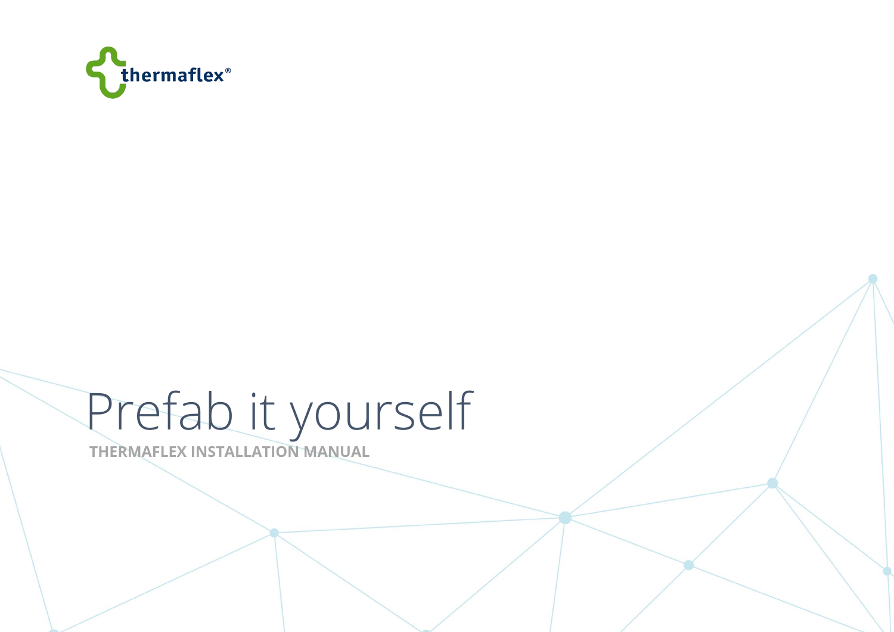thermaflex®

# Prefab it yourself

**THERMAFLEX INSTALLATION MANUAL**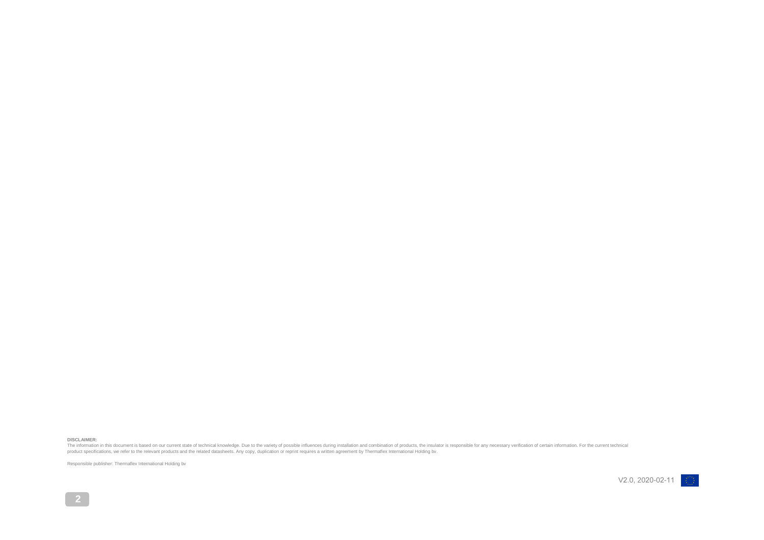**DISCLAIMER:**
The information in this document is based on our current state of technical knowledge. Due to the variety of possible influences during installation and combination of products, the insulator is responsible for any necessary verification of certain information. For the current technical product specifications, we refer to the relevant products and the related datasheets. Any copy, duplication or reprint requires a written agreement by Thermaflex International Holding bv.

Responsible publisher: Thermaflex International Holding bv

V2.0, 2020-02-11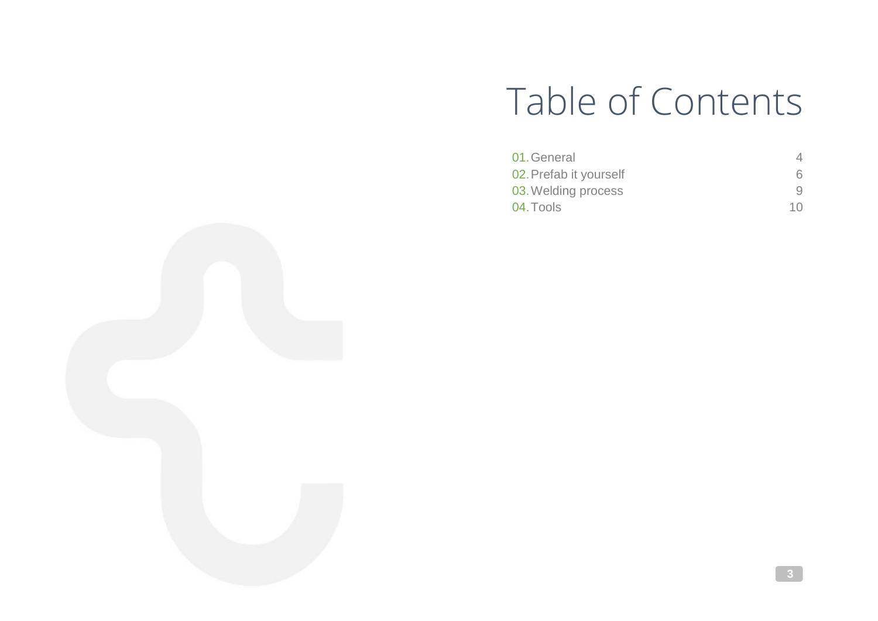# Table of Contents

| | | |
|---|---|---|
| 01. | General | 4 |
| 02. | Prefab it yourself | 6 |
| 03. | Welding process | 9 |
| 04. | Tools | 10 |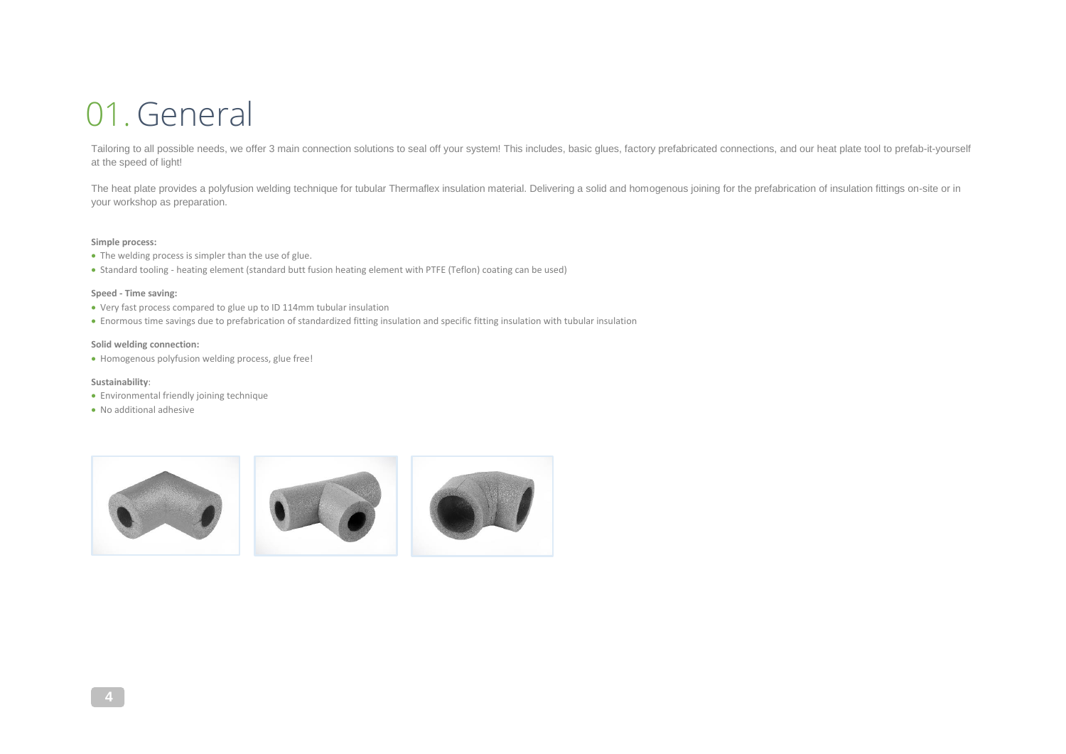# 01. General

Tailoring to all possible needs, we offer 3 main connection solutions to seal off your system! This includes, basic glues, factory prefabricated connections, and our heat plate tool to prefab-it-yourself at the speed of light!

The heat plate provides a polyfusion welding technique for tubular Thermaflex insulation material. Delivering a solid and homogenous joining for the prefabrication of insulation fittings on-site or in your workshop as preparation.

**Simple process:**

- The welding process is simpler than the use of glue.
- Standard tooling - heating element (standard butt fusion heating element with PTFE (Teflon) coating can be used)

**Speed - Time saving:**

- Very fast process compared to glue up to ID 114mm tubular insulation
- Enormous time savings due to prefabrication of standardized fitting insulation and specific fitting insulation with tubular insulation

**Solid welding connection:**

- Homogenous polyfusion welding process, glue free!

**Sustainability**:

- Environmental friendly joining technique
- No additional adhesive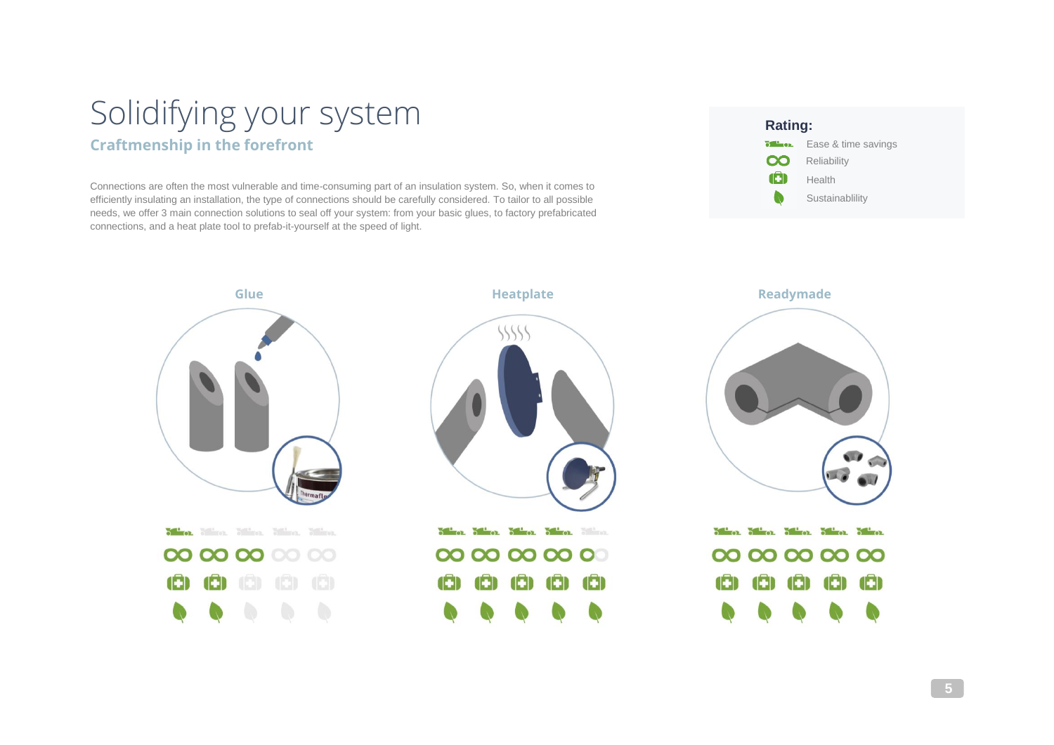# Solidifying your system

## Craftmenship in the forefront

Connections are often the most vulnerable and time-consuming part of an insulation system. So, when it comes to efficiently insulating an installation, the type of connections should be carefully considered. To tailor to all possible needs, we offer 3 main connection solutions to seal off your system: from your basic glues, to factory prefabricated connections, and a heat plate tool to prefab-it-yourself at the speed of light.

**Rating:**

- Ease & time savings
- Reliability
- Health
- Sustainablility

| | Glue | Heatplate | Readymade |
|---|---|---|---|
| Ease & time savings | 1/5 | 4/5 | 5/5 |
| Reliability | 3/5 | 4.5/5 | 5/5 |
| Health | 2/5 | 5/5 | 5/5 |
| Sustainablility | 2/5 | 5/5 | 5/5 |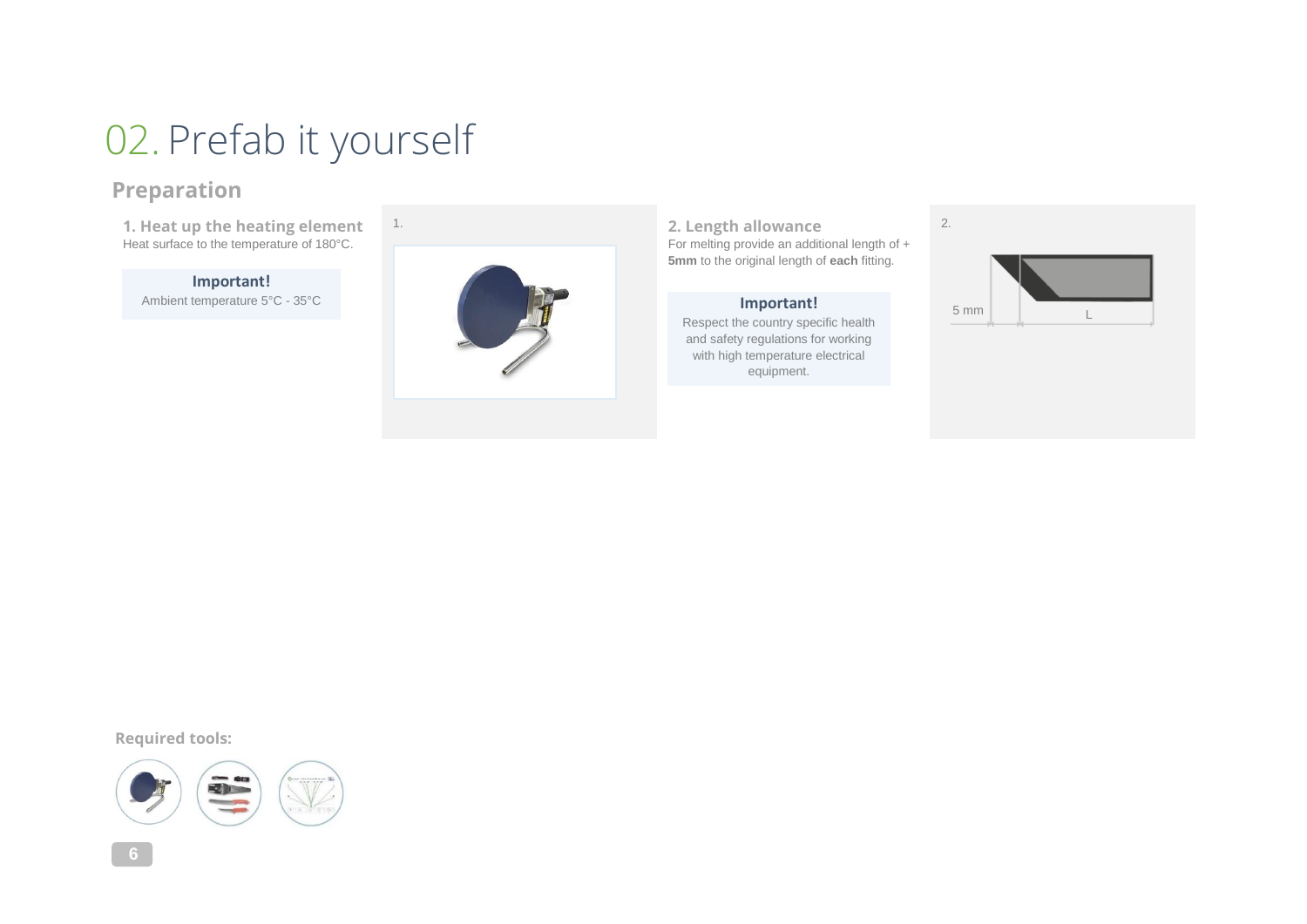# 02. Prefab it yourself

## Preparation

### 1. Heat up the heating element

Heat surface to the temperature of 180°C.

**Important!**
Ambient temperature 5°C - 35°C

1.

### 2. Length allowance

For melting provide an additional length of + **5mm** to the original length of **each** fitting.

**Important!**
Respect the country specific health and safety regulations for working with high temperature electrical equipment.

2.

5 mm

L

**Required tools:**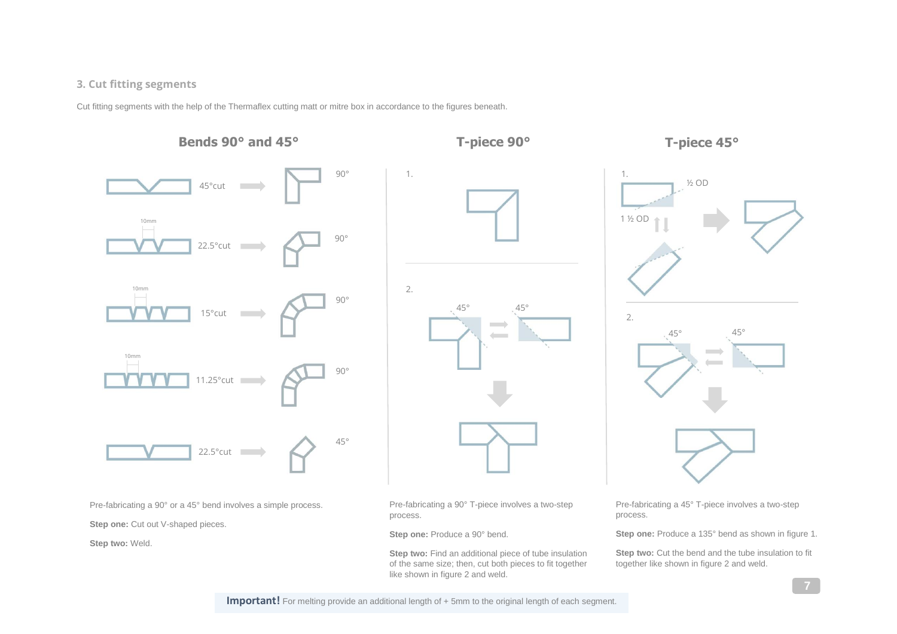### 3. Cut fitting segments

Cut fitting segments with the help of the Thermaflex cutting matt or mitre box in accordance to the figures beneath.

#### Bends 90° and 45°

45°cut → 90°

22.5°cut → 90° (10mm)

15°cut → 90° (10mm)

11.25°cut → 90° (10mm)

22.5°cut → 45°

Pre-fabricating a 90° or a 45° bend involves a simple process.

**Step one:** Cut out V-shaped pieces.

**Step two:** Weld.

#### T-piece 90°

1.

2. 45° 45°

Pre-fabricating a 90° T-piece involves a two-step process.

**Step one:** Produce a 90° bend.

**Step two:** Find an additional piece of tube insulation of the same size; then, cut both pieces to fit together like shown in figure 2 and weld.

#### T-piece 45°

1. ½ OD, 1 ½ OD

2. 45° 45°

Pre-fabricating a 45° T-piece involves a two-step process.

**Step one:** Produce a 135° bend as shown in figure 1.

**Step two:** Cut the bend and the tube insulation to fit together like shown in figure 2 and weld.

**Important!** For melting provide an additional length of + 5mm to the original length of each segment.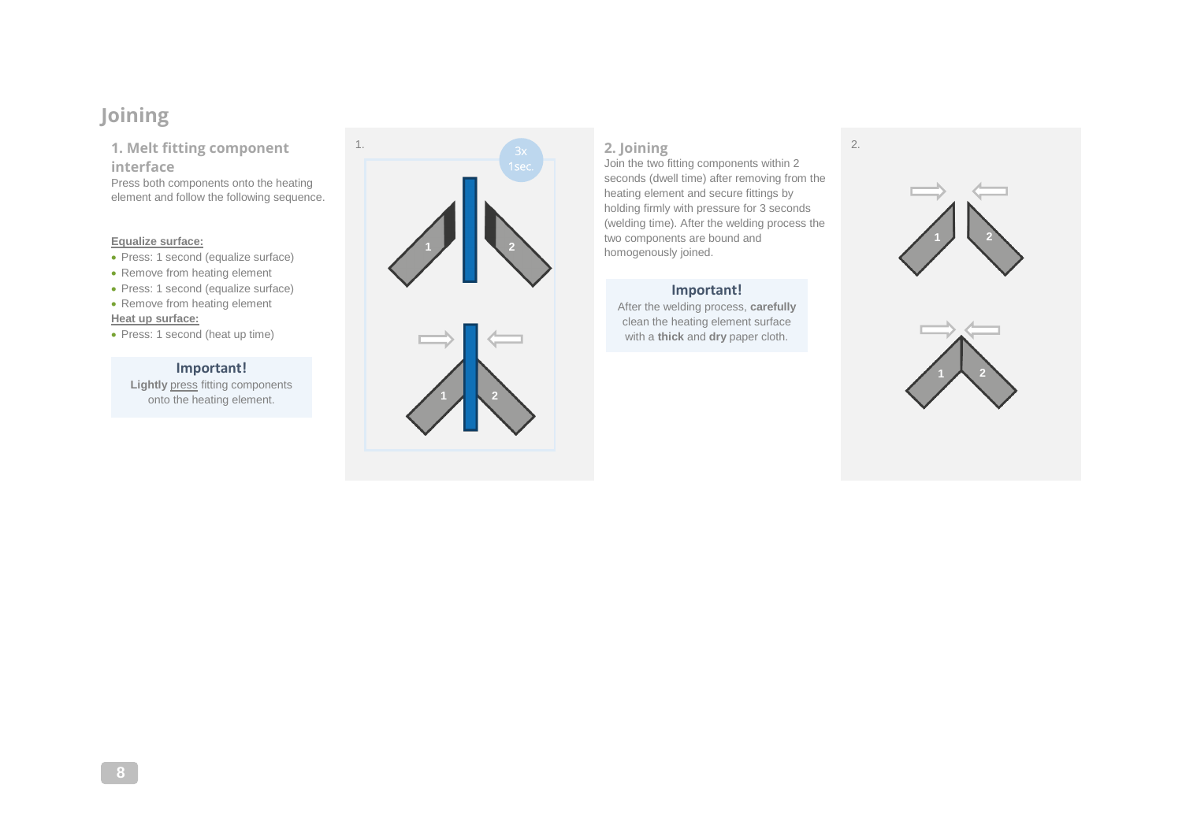# Joining

## 1. Melt fitting component interface

Press both components onto the heating element and follow the following sequence.

**Equalize surface:**

- Press: 1 second (equalize surface)
- Remove from heating element
- Press: 1 second (equalize surface)
- Remove from heating element

**Heat up surface:**

- Press: 1 second (heat up time)

**Important!**

**Lightly** press fitting components onto the heating element.

## 2. Joining

Join the two fitting components within 2 seconds (dwell time) after removing from the heating element and secure fittings by holding firmly with pressure for 3 seconds (welding time). After the welding process the two components are bound and homogenously joined.

**Important!**

After the welding process, **carefully** clean the heating element surface with a **thick** and **dry** paper cloth.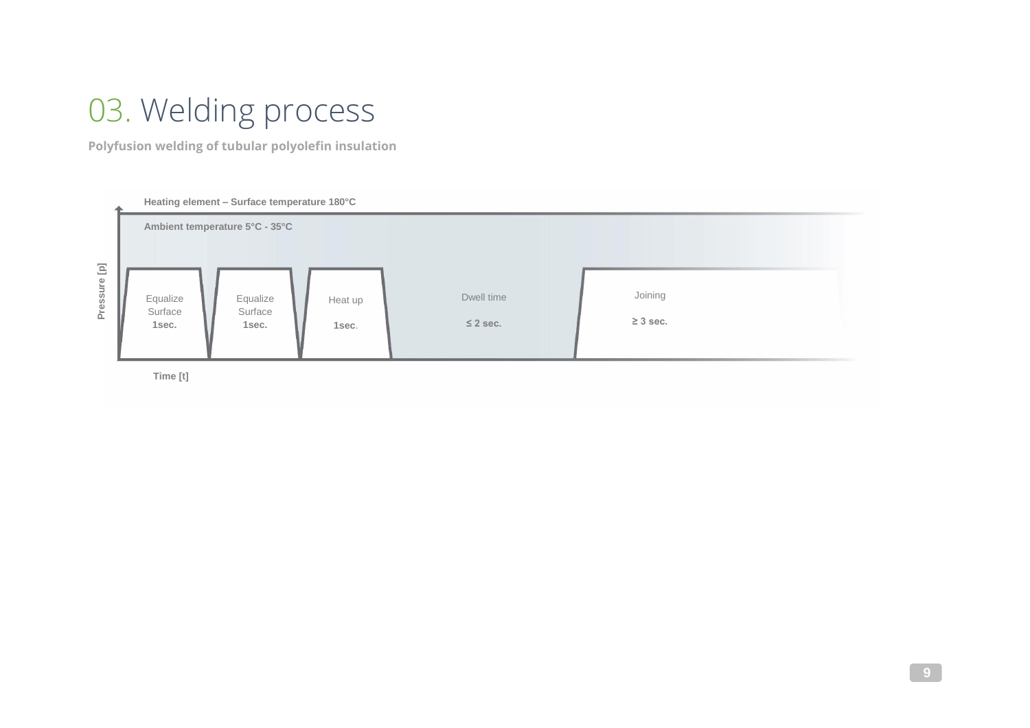# 03. Welding process

**Polyfusion welding of tubular polyolefin insulation**

**Heating element – Surface temperature 180°C**

**Ambient temperature 5°C - 35°C**

**Pressure [p]**

Equalize Surface **1sec.**

Equalize Surface **1sec.**

Heat up **1sec**.

Dwell time **≤ 2 sec.**

Joining **≥ 3 sec.**

**Time [t]**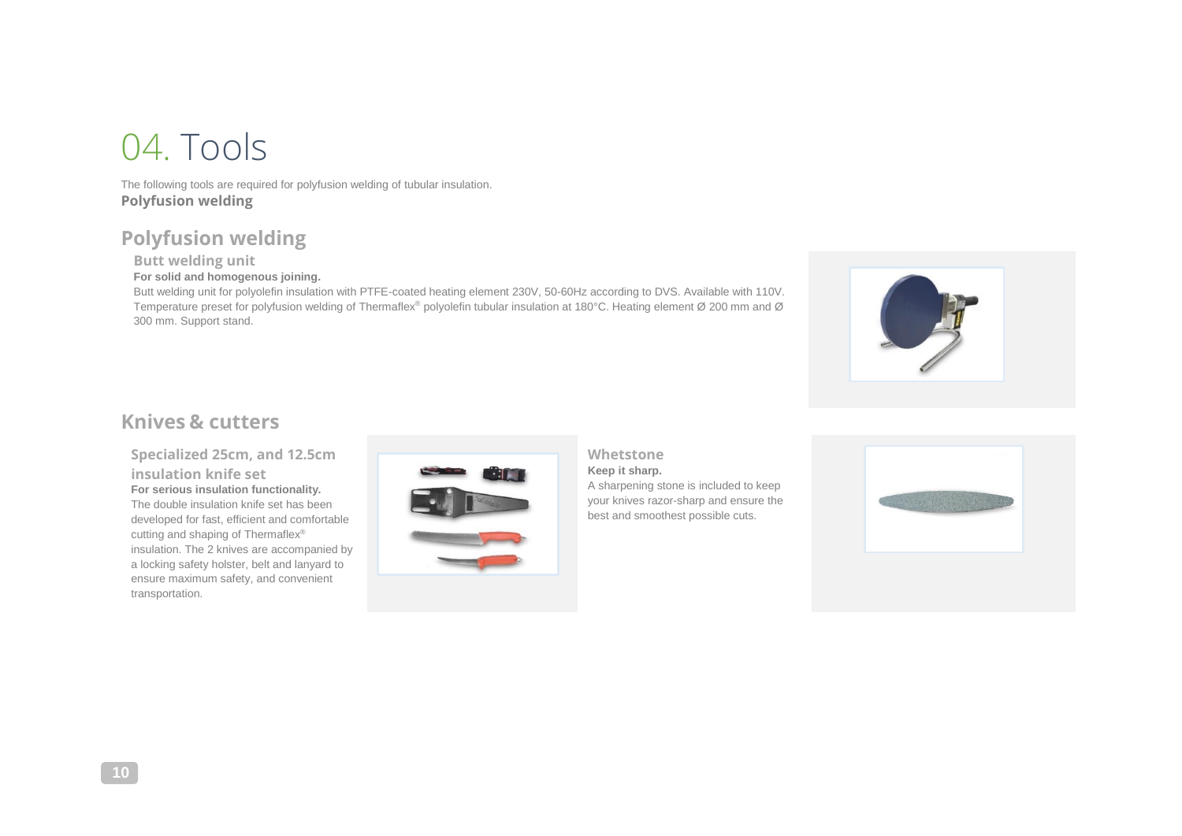# 04. Tools

The following tools are required for polyfusion welding of tubular insulation.

**Polyfusion welding**

## Polyfusion welding

### Butt welding unit

**For solid and homogenous joining.**

Butt welding unit for polyolefin insulation with PTFE-coated heating element 230V, 50-60Hz according to DVS. Available with 110V. Temperature preset for polyfusion welding of Thermaflex® polyolefin tubular insulation at 180°C. Heating element Ø 200 mm and Ø 300 mm. Support stand.

## Knives & cutters

### Specialized 25cm, and 12.5cm insulation knife set

**For serious insulation functionality.**

The double insulation knife set has been developed for fast, efficient and comfortable cutting and shaping of Thermaflex® insulation. The 2 knives are accompanied by a locking safety holster, belt and lanyard to ensure maximum safety, and convenient transportation.

### Whetstone

**Keep it sharp.**

A sharpening stone is included to keep your knives razor-sharp and ensure the best and smoothest possible cuts.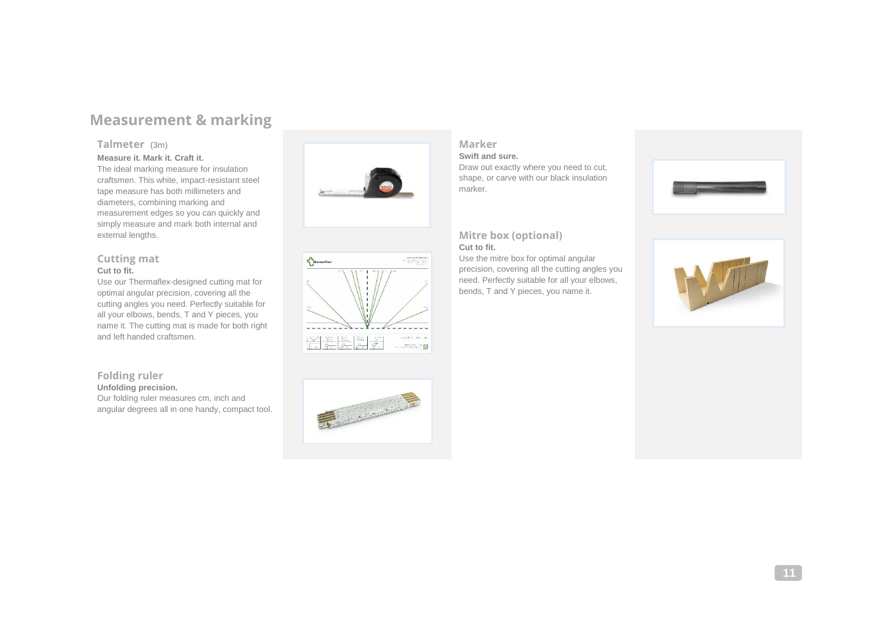## Measurement & marking

### Talmeter (3m)

**Measure it. Mark it. Craft it.**

The ideal marking measure for insulation craftsmen. This white, impact-resistant steel tape measure has both millimeters and diameters, combining marking and measurement edges so you can quickly and simply measure and mark both internal and external lengths.

### Cutting mat

**Cut to fit.**

Use our Thermaflex-designed cutting mat for optimal angular precision, covering all the cutting angles you need. Perfectly suitable for all your elbows, bends, T and Y pieces, you name it. The cutting mat is made for both right and left handed craftsmen.

### Folding ruler

**Unfolding precision.**

Our folding ruler measures cm, inch and angular degrees all in one handy, compact tool.

### Marker

**Swift and sure.**

Draw out exactly where you need to cut, shape, or carve with our black insulation marker.

### Mitre box (optional)

**Cut to fit.**

Use the mitre box for optimal angular precision, covering all the cutting angles you need. Perfectly suitable for all your elbows, bends, T and Y pieces, you name it.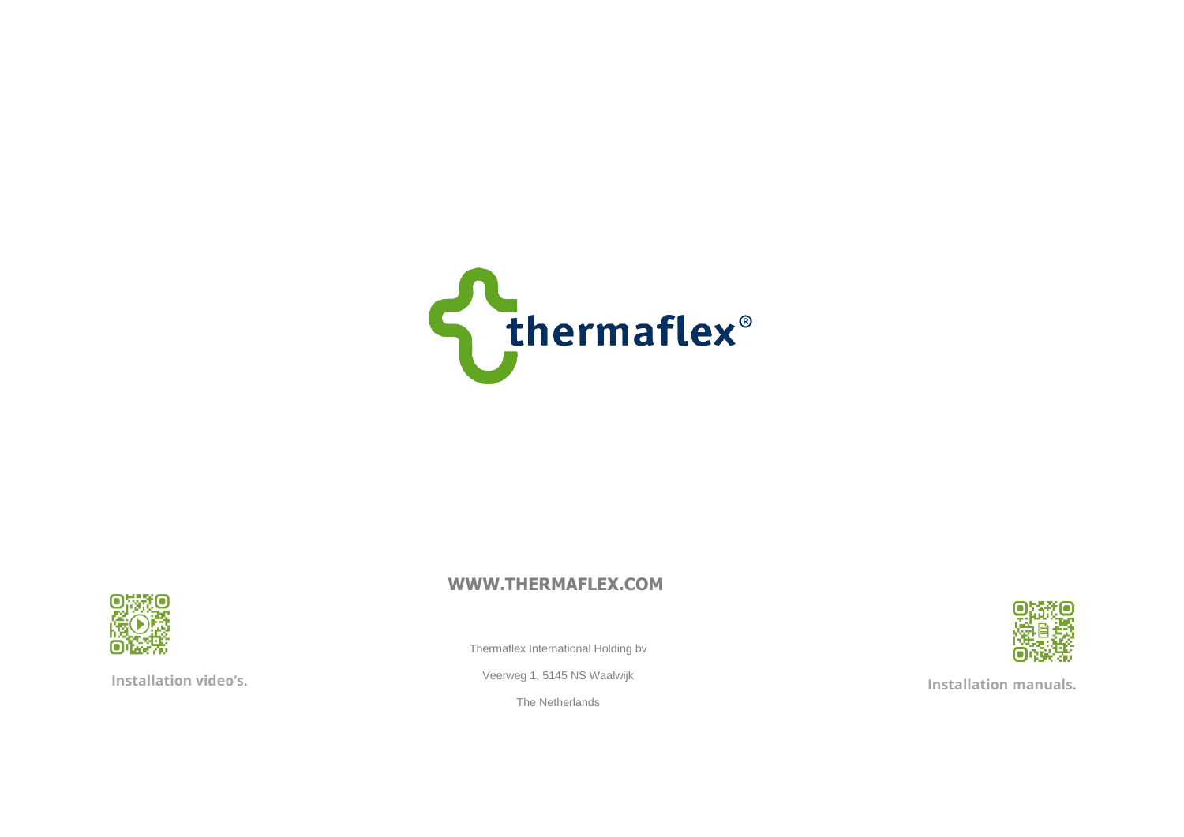thermaflex®

**WWW.THERMAFLEX.COM**

**Installation video's.**

Thermaflex International Holding bv

Veerweg 1, 5145 NS Waalwijk

The Netherlands

**Installation manuals.**